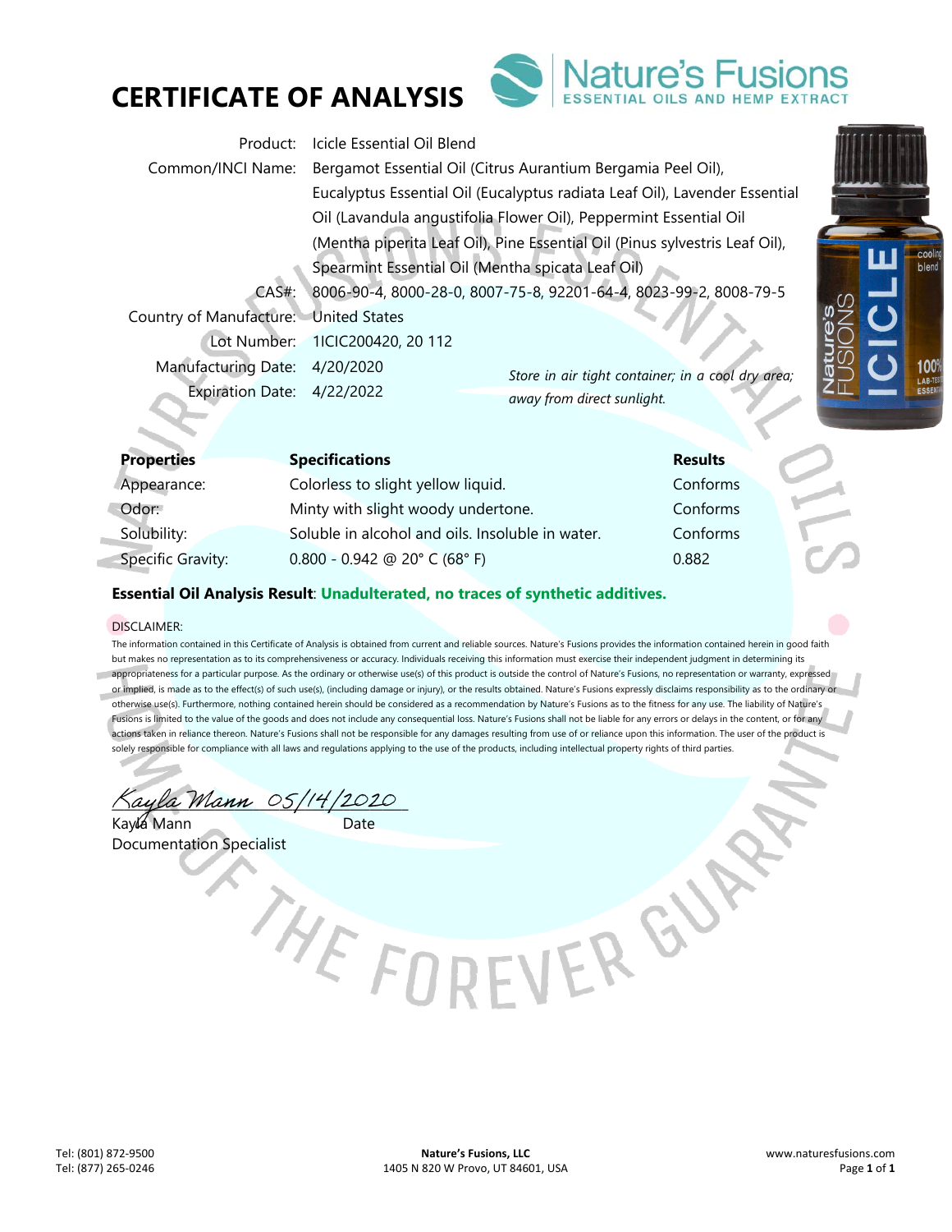# CERTIFICATE OF ANALYSIS

Nature's Fusions
ESSENTIAL OILS AND HEMP EXTRACT

| | |
|---|---|
| Product: | Icicle Essential Oil Blend |
| Common/INCI Name: | Bergamot Essential Oil (Citrus Aurantium Bergamia Peel Oil), Eucalyptus Essential Oil (Eucalyptus radiata Leaf Oil), Lavender Essential Oil (Lavandula angustifolia Flower Oil), Peppermint Essential Oil (Mentha piperita Leaf Oil), Pine Essential Oil (Pinus sylvestris Leaf Oil), Spearmint Essential Oil (Mentha spicata Leaf Oil) |
| CAS#: | 8006-90-4, 8000-28-0, 8007-75-8, 92201-64-4, 8023-99-2, 8008-79-5 |
| Country of Manufacture: | United States |
| Lot Number: | 1ICIC200420, 20 112 |
| Manufacturing Date: | 4/20/2020 |
| Expiration Date: | 4/22/2022 |

*Store in air tight container; in a cool dry area; away from direct sunlight.*

| Properties | Specifications | Results |
|---|---|---|
| Appearance: | Colorless to slight yellow liquid. | Conforms |
| Odor: | Minty with slight woody undertone. | Conforms |
| Solubility: | Soluble in alcohol and oils. Insoluble in water. | Conforms |
| Specific Gravity: | 0.800 - 0.942 @ 20° C (68° F) | 0.882 |

**Essential Oil Analysis Result**: **Unadulterated, no traces of synthetic additives.**

DISCLAIMER:

The information contained in this Certificate of Analysis is obtained from current and reliable sources. Nature's Fusions provides the information contained herein in good faith but makes no representation as to its comprehensiveness or accuracy. Individuals receiving this information must exercise their independent judgment in determining its appropriateness for a particular purpose. As the ordinary or otherwise use(s) of this product is outside the control of Nature's Fusions, no representation or warranty, expressed or implied, is made as to the effect(s) of such use(s), (including damage or injury), or the results obtained. Nature's Fusions expressly disclaims responsibility as to the ordinary or otherwise use(s). Furthermore, nothing contained herein should be considered as a recommendation by Nature's Fusions as to the fitness for any use. The liability of Nature's Fusions is limited to the value of the goods and does not include any consequential loss. Nature's Fusions shall not be liable for any errors or delays in the content, or for any actions taken in reliance thereon. Nature's Fusions shall not be responsible for any damages resulting from use of or reliance upon this information. The user of the product is solely responsible for compliance with all laws and regulations applying to the use of the products, including intellectual property rights of third parties.

*Kayla Mann* 05/14/2020

Kayla Mann — Date

Documentation Specialist

Tel: (801) 872-9500
Tel: (877) 265-0246

**Nature's Fusions, LLC**
1405 N 820 W Provo, UT 84601, USA

www.naturesfusions.com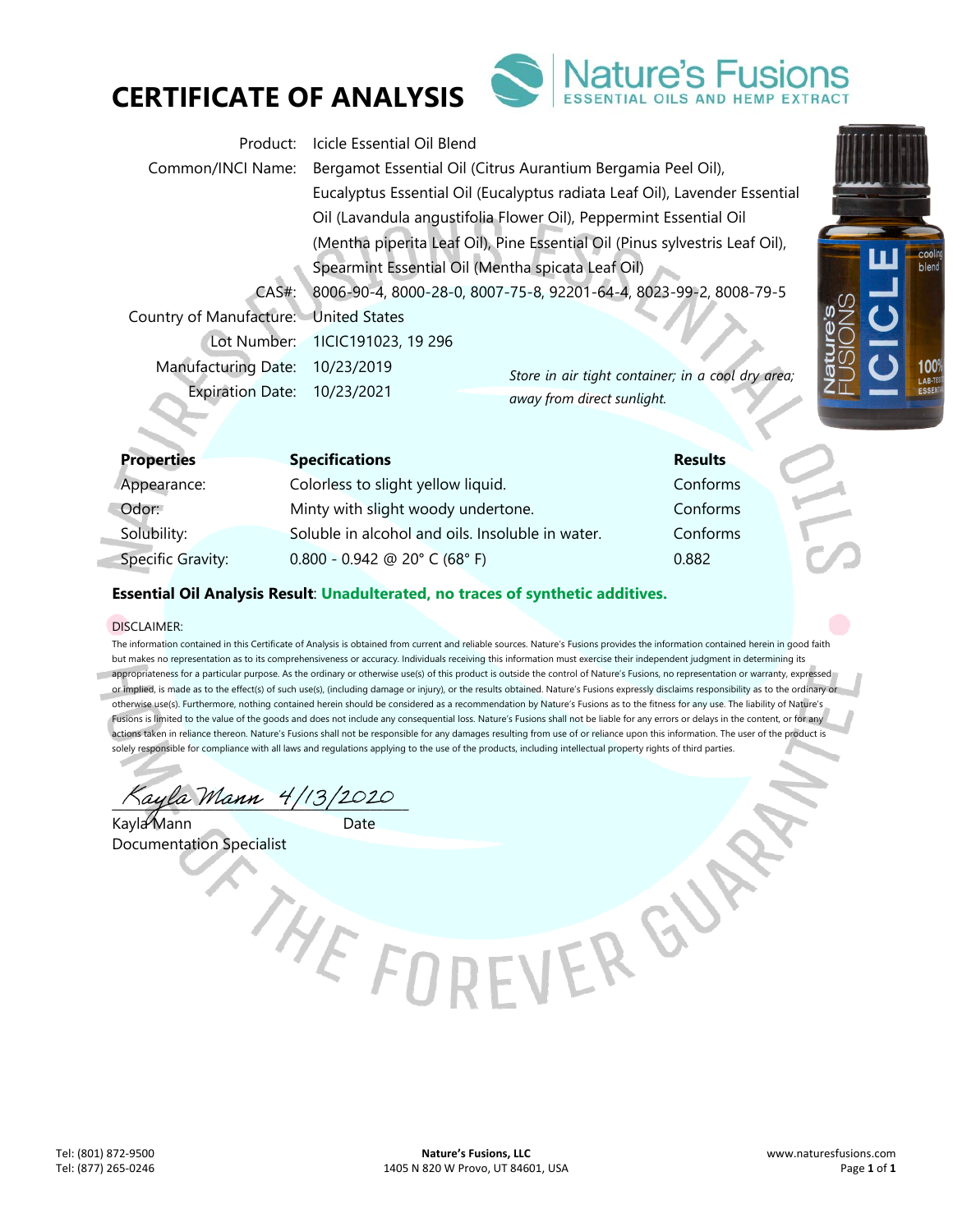# CERTIFICATE OF ANALYSIS

Nature's Fusions
ESSENTIAL OILS AND HEMP EXTRACT

| | |
|---|---|
| Product: | Icicle Essential Oil Blend |
| Common/INCI Name: | Bergamot Essential Oil (Citrus Aurantium Bergamia Peel Oil), Eucalyptus Essential Oil (Eucalyptus radiata Leaf Oil), Lavender Essential Oil (Lavandula angustifolia Flower Oil), Peppermint Essential Oil (Mentha piperita Leaf Oil), Pine Essential Oil (Pinus sylvestris Leaf Oil), Spearmint Essential Oil (Mentha spicata Leaf Oil) |
| CAS#: | 8006-90-4, 8000-28-0, 8007-75-8, 92201-64-4, 8023-99-2, 8008-79-5 |
| Country of Manufacture: | United States |
| Lot Number: | 1ICIC191023, 19 296 |
| Manufacturing Date: | 10/23/2019 |
| Expiration Date: | 10/23/2021 |

*Store in air tight container; in a cool dry area; away from direct sunlight.*

| Properties | Specifications | Results |
|---|---|---|
| Appearance: | Colorless to slight yellow liquid. | Conforms |
| Odor: | Minty with slight woody undertone. | Conforms |
| Solubility: | Soluble in alcohol and oils. Insoluble in water. | Conforms |
| Specific Gravity: | 0.800 - 0.942 @ 20° C (68° F) | 0.882 |

**Essential Oil Analysis Result**: **Unadulterated, no traces of synthetic additives.**

DISCLAIMER:

The information contained in this Certificate of Analysis is obtained from current and reliable sources. Nature's Fusions provides the information contained herein in good faith but makes no representation as to its comprehensiveness or accuracy. Individuals receiving this information must exercise their independent judgment in determining its appropriateness for a particular purpose. As the ordinary or otherwise use(s) of this product is outside the control of Nature's Fusions, no representation or warranty, expressed or implied, is made as to the effect(s) of such use(s), (including damage or injury), or the results obtained. Nature's Fusions expressly disclaims responsibility as to the ordinary or otherwise use(s). Furthermore, nothing contained herein should be considered as a recommendation by Nature's Fusions as to the fitness for any use. The liability of Nature's Fusions is limited to the value of the goods and does not include any consequential loss. Nature's Fusions shall not be liable for any errors or delays in the content, or for any actions taken in reliance thereon. Nature's Fusions shall not be responsible for any damages resulting from use of or reliance upon this information. The user of the product is solely responsible for compliance with all laws and regulations applying to the use of the products, including intellectual property rights of third parties.

Kayla Mann 4/13/2020

Kayla Mann — Date
Documentation Specialist

Tel: (801) 872-9500
Tel: (877) 265-0246

**Nature's Fusions, LLC**
1405 N 820 W Provo, UT 84601, USA

www.naturesfusions.com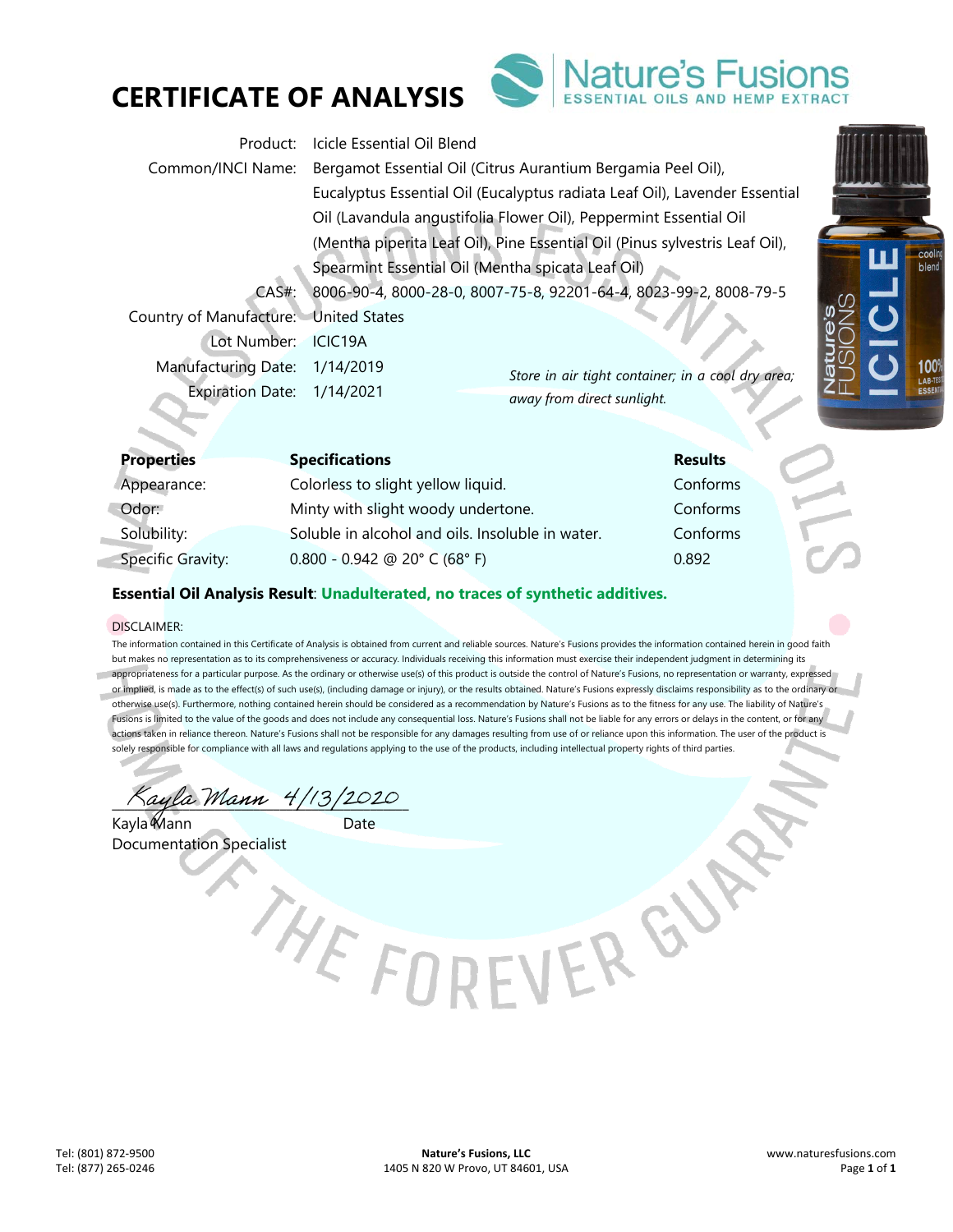# CERTIFICATE OF ANALYSIS

Nature's Fusions
ESSENTIAL OILS AND HEMP EXTRACT

| | |
|---|---|
| Product: | Icicle Essential Oil Blend |
| Common/INCI Name: | Bergamot Essential Oil (Citrus Aurantium Bergamia Peel Oil), Eucalyptus Essential Oil (Eucalyptus radiata Leaf Oil), Lavender Essential Oil (Lavandula angustifolia Flower Oil), Peppermint Essential Oil (Mentha piperita Leaf Oil), Pine Essential Oil (Pinus sylvestris Leaf Oil), Spearmint Essential Oil (Mentha spicata Leaf Oil) |
| CAS#: | 8006-90-4, 8000-28-0, 8007-75-8, 92201-64-4, 8023-99-2, 8008-79-5 |
| Country of Manufacture: | United States |
| Lot Number: | ICIC19A |
| Manufacturing Date: | 1/14/2019 |
| Expiration Date: | 1/14/2021 |

*Store in air tight container; in a cool dry area; away from direct sunlight.*

| Properties | Specifications | Results |
|---|---|---|
| Appearance: | Colorless to slight yellow liquid. | Conforms |
| Odor: | Minty with slight woody undertone. | Conforms |
| Solubility: | Soluble in alcohol and oils. Insoluble in water. | Conforms |
| Specific Gravity: | 0.800 - 0.942 @ 20° C (68° F) | 0.892 |

**Essential Oil Analysis Result**: **Unadulterated, no traces of synthetic additives.**

DISCLAIMER:

The information contained in this Certificate of Analysis is obtained from current and reliable sources. Nature's Fusions provides the information contained herein in good faith but makes no representation as to its comprehensiveness or accuracy. Individuals receiving this information must exercise their independent judgment in determining its appropriateness for a particular purpose. As the ordinary or otherwise use(s) of this product is outside the control of Nature's Fusions, no representation or warranty, expressed or implied, is made as to the effect(s) of such use(s), (including damage or injury), or the results obtained. Nature's Fusions expressly disclaims responsibility as to the ordinary or otherwise use(s). Furthermore, nothing contained herein should be considered as a recommendation by Nature's Fusions as to the fitness for any use. The liability of Nature's Fusions is limited to the value of the goods and does not include any consequential loss. Nature's Fusions shall not be liable for any errors or delays in the content, or for any actions taken in reliance thereon. Nature's Fusions shall not be responsible for any damages resulting from use of or reliance upon this information. The user of the product is solely responsible for compliance with all laws and regulations applying to the use of the products, including intellectual property rights of third parties.

Kayla Mann 4/13/2020

Kayla Mann — Date

Documentation Specialist

Tel: (801) 872-9500
Tel: (877) 265-0246

**Nature's Fusions, LLC**
1405 N 820 W Provo, UT 84601, USA

www.naturesfusions.com